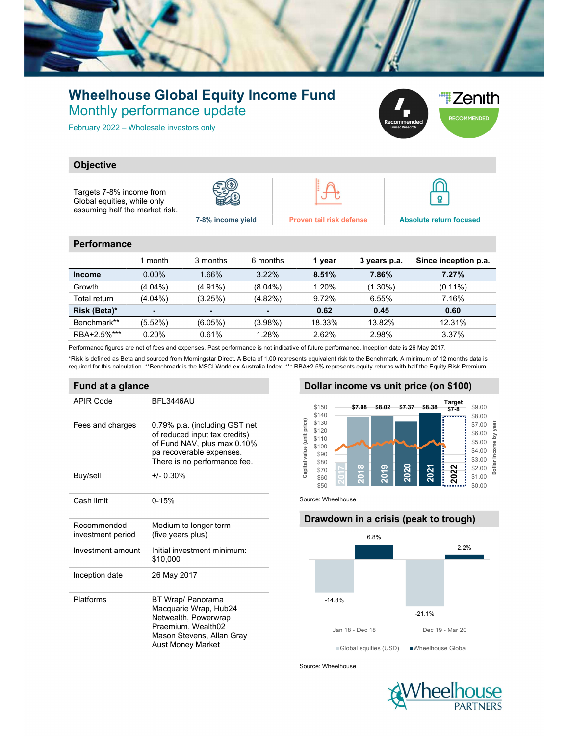# Wheelhouse Global Equity Income Fund

## Monthly performance update

February 2022 – Wholesale investors only

## Objective

Targets 7-8% income from Global equities, while only assuming half the market risk.

7-8% income yield

Proven tail risk defense

Absolute return focused

## Performance

| | 1 month | 3 months | 6 months | 1 year | 3 years p.a. | Since inception p.a. |
|---|---|---|---|---|---|---|
| **Income** | 0.00% | 1.66% | 3.22% | **8.51%** | **7.86%** | **7.27%** |
| Growth | (4.04%) | (4.91%) | (8.04%) | 1.20% | (1.30%) | (0.11%) |
| Total return | (4.04%) | (3.25%) | (4.82%) | 9.72% | 6.55% | 7.16% |
| **Risk (Beta)*** | **-** | **-** | **-** | **0.62** | **0.45** | **0.60** |
| Benchmark** | (5.52%) | (6.05%) | (3.98%) | 18.33% | 13.82% | 12.31% |
| RBA+2.5%*** | 0.20% | 0.61% | 1.28% | 2.62% | 2.98% | 3.37% |

Performance figures are net of fees and expenses. Past performance is not indicative of future performance. Inception date is 26 May 2017.

*Risk is defined as Beta and sourced from Morningstar Direct. A Beta of 1.00 represents equivalent risk to the Benchmark. A minimum of 12 months data is required for this calculation. **Benchmark is the MSCI World ex Australia Index. *** RBA+2.5% represents equity returns with half the Equity Risk Premium.

## Fund at a glance

| | |
|---|---|
| APIR Code | BFL3446AU |
| Fees and charges | 0.79% p.a. (including GST net of reduced input tax credits) of Fund NAV, plus max 0.10% pa recoverable expenses. There is no performance fee. |
| Buy/sell | +/- 0.30% |
| Cash limit | 0-15% |
| Recommended investment period | Medium to longer term (five years plus) |
| Investment amount | Initial investment minimum: $10,000 |
| Inception date | 26 May 2017 |
| Platforms | BT Wrap/ Panorama<br>Macquarie Wrap, Hub24<br>Netwealth, Powerwrap<br>Praemium, Wealth02<br>Mason Stevens, Allan Gray<br>Aust Money Market |

## Dollar income vs unit price (on $100)

| Year | 2017 | 2018 | 2019 | 2020 | 2021 | 2022 |
|---|---|---|---|---|---|---|
| Dollar income | | $7.98 | $8.02 | $7.37 | $8.38 | Target $7-8 |

Source: Wheelhouse

## Drawdown in a crisis (peak to trough)

| | Jan 18 - Dec 18 | Dec 19 - Mar 20 |
|---|---|---|
| Global equities (USD) | -14.8% | -21.1% |
| Wheelhouse Global | 6.8% | 2.2% |

Source: Wheelhouse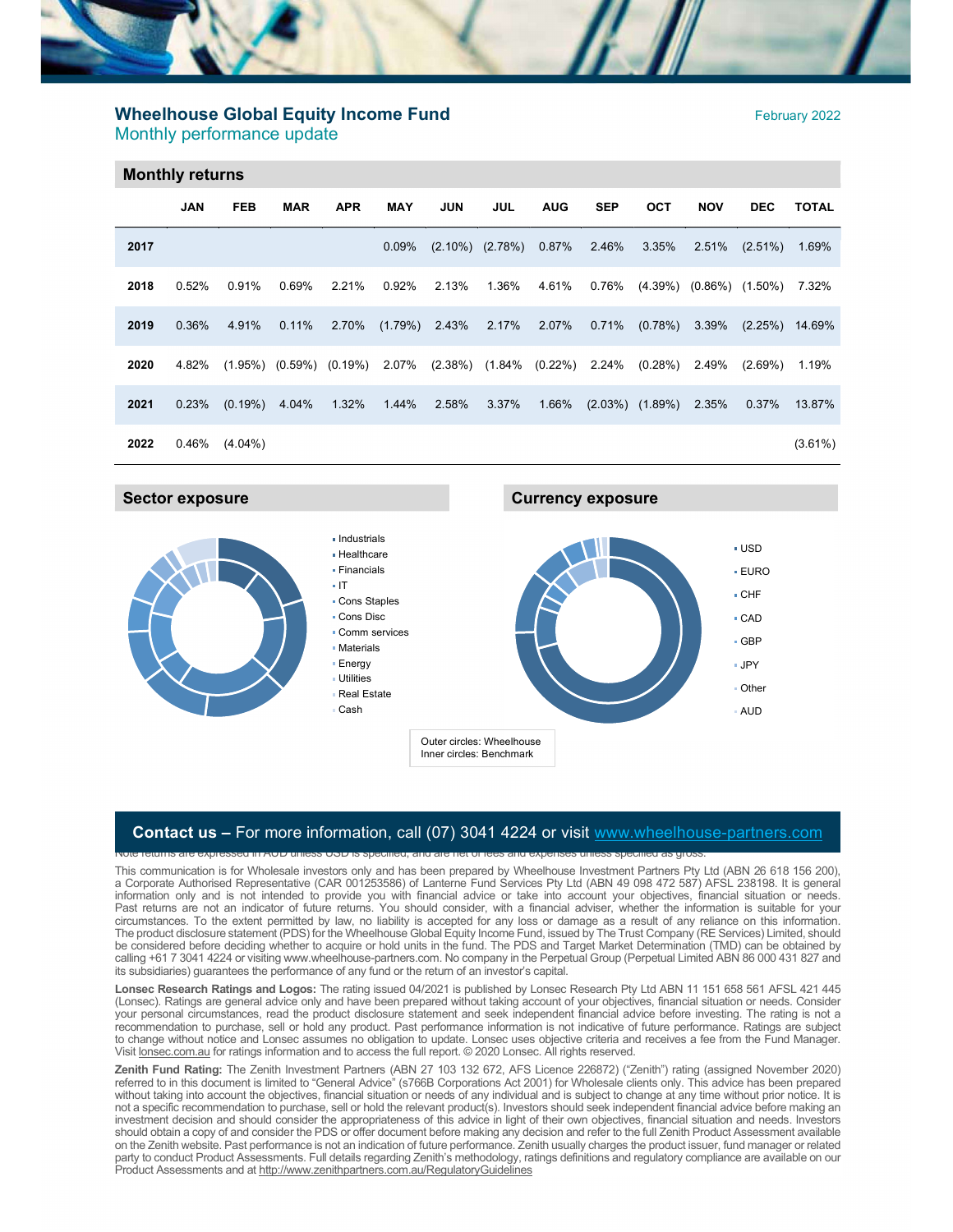## Wheelhouse Global Equity Income Fund

Monthly performance update

February 2022

### Monthly returns

| | JAN | FEB | MAR | APR | MAY | JUN | JUL | AUG | SEP | OCT | NOV | DEC | TOTAL |
|---|---|---|---|---|---|---|---|---|---|---|---|---|---|
| **2017** | | | | | 0.09% | (2.10%) | (2.78%) | 0.87% | 2.46% | 3.35% | 2.51% | (2.51%) | 1.69% |
| **2018** | 0.52% | 0.91% | 0.69% | 2.21% | 0.92% | 2.13% | 1.36% | 4.61% | 0.76% | (4.39%) | (0.86%) | (1.50%) | 7.32% |
| **2019** | 0.36% | 4.91% | 0.11% | 2.70% | (1.79%) | 2.43% | 2.17% | 2.07% | 0.71% | (0.78%) | 3.39% | (2.25%) | 14.69% |
| **2020** | 4.82% | (1.95%) | (0.59%) | (0.19%) | 2.07% | (2.38%) | (1.84% | (0.22%) | 2.24% | (0.28%) | 2.49% | (2.69%) | 1.19% |
| **2021** | 0.23% | (0.19%) | 4.04% | 1.32% | 1.44% | 2.58% | 3.37% | 1.66% | (2.03%) | (1.89%) | 2.35% | 0.37% | 13.87% |
| **2022** | 0.46% | (4.04%) | | | | | | | | | | | (3.61%) |

### Sector exposure

Industrials
Healthcare
Financials
IT
Cons Staples
Cons Disc
Comm services
Materials
Energy
Utilities
Real Estate
Cash

### Currency exposure

USD
EURO
CHF
CAD
GBP
JPY
Other
AUD

Outer circles: Wheelhouse
Inner circles: Benchmark

**Contact us –** For more information, call (07) 3041 4224 or visit www.wheelhouse-partners.com

Note returns are expressed in AUD unless USD is specified, and are net of fees and expenses unless specified as gross.

This communication is for Wholesale investors only and has been prepared by Wheelhouse Investment Partners Pty Ltd (ABN 26 618 156 200), a Corporate Authorised Representative (CAR 001253586) of Lanterne Fund Services Pty Ltd (ABN 49 098 472 587) AFSL 238198. It is general information only and is not intended to provide you with financial advice or take into account your objectives, financial situation or needs. Past returns are not an indicator of future returns. You should consider, with a financial adviser, whether the information is suitable for your circumstances. To the extent permitted by law, no liability is accepted for any loss or damage as a result of any reliance on this information. The product disclosure statement (PDS) for the Wheelhouse Global Equity Income Fund, issued by The Trust Company (RE Services) Limited, should be considered before deciding whether to acquire or hold units in the fund. The PDS and Target Market Determination (TMD) can be obtained by calling +61 7 3041 4224 or visiting www.wheelhouse-partners.com. No company in the Perpetual Group (Perpetual Limited ABN 86 000 431 827 and its subsidiaries) guarantees the performance of any fund or the return of an investor's capital.

**Lonsec Research Ratings and Logos:** The rating issued 04/2021 is published by Lonsec Research Pty Ltd ABN 11 151 658 561 AFSL 421 445 (Lonsec). Ratings are general advice only and have been prepared without taking account of your objectives, financial situation or needs. Consider your personal circumstances, read the product disclosure statement and seek independent financial advice before investing. The rating is not a recommendation to purchase, sell or hold any product. Past performance information is not indicative of future performance. Ratings are subject to change without notice and Lonsec assumes no obligation to update. Lonsec uses objective criteria and receives a fee from the Fund Manager. Visit lonsec.com.au for ratings information and to access the full report. © 2020 Lonsec. All rights reserved.

**Zenith Fund Rating:** The Zenith Investment Partners (ABN 27 103 132 672, AFS Licence 226872) ("Zenith") rating (assigned November 2020) referred to in this document is limited to "General Advice" (s766B Corporations Act 2001) for Wholesale clients only. This advice has been prepared without taking into account the objectives, financial situation or needs of any individual and is subject to change at any time without prior notice. It is not a specific recommendation to purchase, sell or hold the relevant product(s). Investors should seek independent financial advice before making an investment decision and should consider the appropriateness of this advice in light of their own objectives, financial situation and needs. Investors should obtain a copy of and consider the PDS or offer document before making any decision and refer to the full Zenith Product Assessment available on the Zenith website. Past performance is not an indication of future performance. Zenith usually charges the product issuer, fund manager or related party to conduct Product Assessments. Full details regarding Zenith's methodology, ratings definitions and regulatory compliance are available on our Product Assessments and at http://www.zenithpartners.com.au/RegulatoryGuidelines